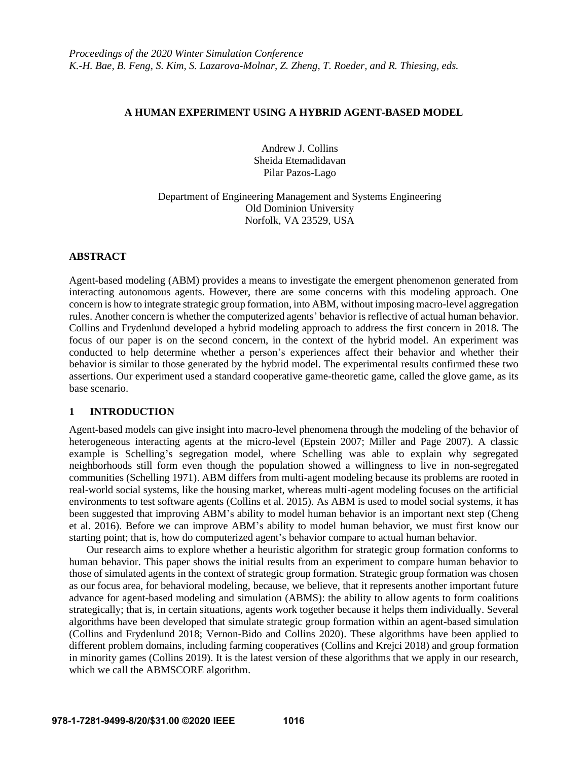*Proceedings of the 2020 Winter Simulation Conference*
*K.-H. Bae, B. Feng, S. Kim, S. Lazarova-Molnar, Z. Zheng, T. Roeder, and R. Thiesing, eds.*

# A HUMAN EXPERIMENT USING A HYBRID AGENT-BASED MODEL

Andrew J. Collins
Sheida Etemadidavan
Pilar Pazos-Lago

Department of Engineering Management and Systems Engineering
Old Dominion University
Norfolk, VA 23529, USA

## ABSTRACT

Agent-based modeling (ABM) provides a means to investigate the emergent phenomenon generated from interacting autonomous agents. However, there are some concerns with this modeling approach. One concern is how to integrate strategic group formation, into ABM, without imposing macro-level aggregation rules. Another concern is whether the computerized agents' behavior is reflective of actual human behavior. Collins and Frydenlund developed a hybrid modeling approach to address the first concern in 2018. The focus of our paper is on the second concern, in the context of the hybrid model. An experiment was conducted to help determine whether a person's experiences affect their behavior and whether their behavior is similar to those generated by the hybrid model. The experimental results confirmed these two assertions. Our experiment used a standard cooperative game-theoretic game, called the glove game, as its base scenario.

## 1 INTRODUCTION

Agent-based models can give insight into macro-level phenomena through the modeling of the behavior of heterogeneous interacting agents at the micro-level (Epstein 2007; Miller and Page 2007). A classic example is Schelling's segregation model, where Schelling was able to explain why segregated neighborhoods still form even though the population showed a willingness to live in non-segregated communities (Schelling 1971). ABM differs from multi-agent modeling because its problems are rooted in real-world social systems, like the housing market, whereas multi-agent modeling focuses on the artificial environments to test software agents (Collins et al. 2015). As ABM is used to model social systems, it has been suggested that improving ABM's ability to model human behavior is an important next step (Cheng et al. 2016). Before we can improve ABM's ability to model human behavior, we must first know our starting point; that is, how do computerized agent's behavior compare to actual human behavior.

Our research aims to explore whether a heuristic algorithm for strategic group formation conforms to human behavior. This paper shows the initial results from an experiment to compare human behavior to those of simulated agents in the context of strategic group formation. Strategic group formation was chosen as our focus area, for behavioral modeling, because, we believe, that it represents another important future advance for agent-based modeling and simulation (ABMS): the ability to allow agents to form coalitions strategically; that is, in certain situations, agents work together because it helps them individually. Several algorithms have been developed that simulate strategic group formation within an agent-based simulation (Collins and Frydenlund 2018; Vernon-Bido and Collins 2020). These algorithms have been applied to different problem domains, including farming cooperatives (Collins and Krejci 2018) and group formation in minority games (Collins 2019). It is the latest version of these algorithms that we apply in our research, which we call the ABMSCORE algorithm.

978-1-7281-9499-8/20/$31.00 ©2020 IEEE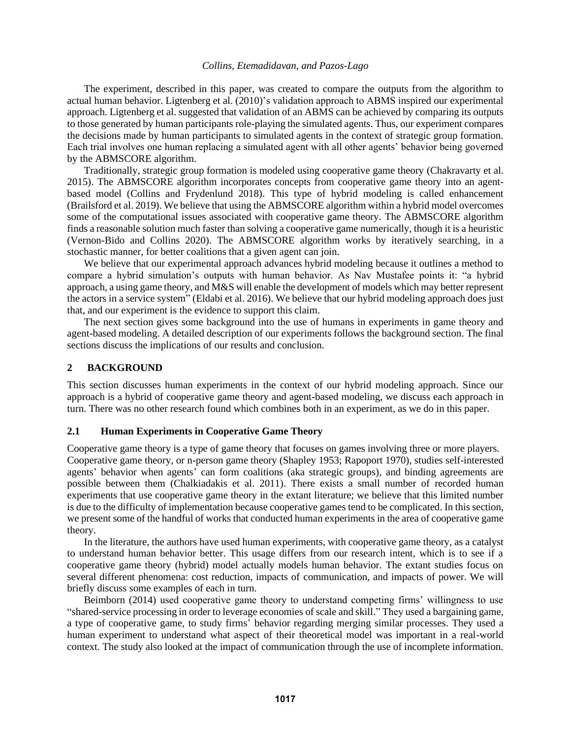The experiment, described in this paper, was created to compare the outputs from the algorithm to actual human behavior. Ligtenberg et al. (2010)'s validation approach to ABMS inspired our experimental approach. Ligtenberg et al. suggested that validation of an ABMS can be achieved by comparing its outputs to those generated by human participants role-playing the simulated agents. Thus, our experiment compares the decisions made by human participants to simulated agents in the context of strategic group formation. Each trial involves one human replacing a simulated agent with all other agents' behavior being governed by the ABMSCORE algorithm.

Traditionally, strategic group formation is modeled using cooperative game theory (Chakravarty et al. 2015). The ABMSCORE algorithm incorporates concepts from cooperative game theory into an agent-based model (Collins and Frydenlund 2018). This type of hybrid modeling is called enhancement (Brailsford et al. 2019). We believe that using the ABMSCORE algorithm within a hybrid model overcomes some of the computational issues associated with cooperative game theory. The ABMSCORE algorithm finds a reasonable solution much faster than solving a cooperative game numerically, though it is a heuristic (Vernon-Bido and Collins 2020). The ABMSCORE algorithm works by iteratively searching, in a stochastic manner, for better coalitions that a given agent can join.

We believe that our experimental approach advances hybrid modeling because it outlines a method to compare a hybrid simulation's outputs with human behavior. As Nav Mustafee points it: "a hybrid approach, a using game theory, and M&S will enable the development of models which may better represent the actors in a service system" (Eldabi et al. 2016). We believe that our hybrid modeling approach does just that, and our experiment is the evidence to support this claim.

The next section gives some background into the use of humans in experiments in game theory and agent-based modeling. A detailed description of our experiments follows the background section. The final sections discuss the implications of our results and conclusion.

## 2 BACKGROUND

This section discusses human experiments in the context of our hybrid modeling approach. Since our approach is a hybrid of cooperative game theory and agent-based modeling, we discuss each approach in turn. There was no other research found which combines both in an experiment, as we do in this paper.

### 2.1 Human Experiments in Cooperative Game Theory

Cooperative game theory is a type of game theory that focuses on games involving three or more players. Cooperative game theory, or n-person game theory (Shapley 1953; Rapoport 1970), studies self-interested agents' behavior when agents' can form coalitions (aka strategic groups), and binding agreements are possible between them (Chalkiadakis et al. 2011). There exists a small number of recorded human experiments that use cooperative game theory in the extant literature; we believe that this limited number is due to the difficulty of implementation because cooperative games tend to be complicated. In this section, we present some of the handful of works that conducted human experiments in the area of cooperative game theory.

In the literature, the authors have used human experiments, with cooperative game theory, as a catalyst to understand human behavior better. This usage differs from our research intent, which is to see if a cooperative game theory (hybrid) model actually models human behavior. The extant studies focus on several different phenomena: cost reduction, impacts of communication, and impacts of power. We will briefly discuss some examples of each in turn.

Beimborn (2014) used cooperative game theory to understand competing firms' willingness to use "shared-service processing in order to leverage economies of scale and skill." They used a bargaining game, a type of cooperative game, to study firms' behavior regarding merging similar processes. They used a human experiment to understand what aspect of their theoretical model was important in a real-world context. The study also looked at the impact of communication through the use of incomplete information.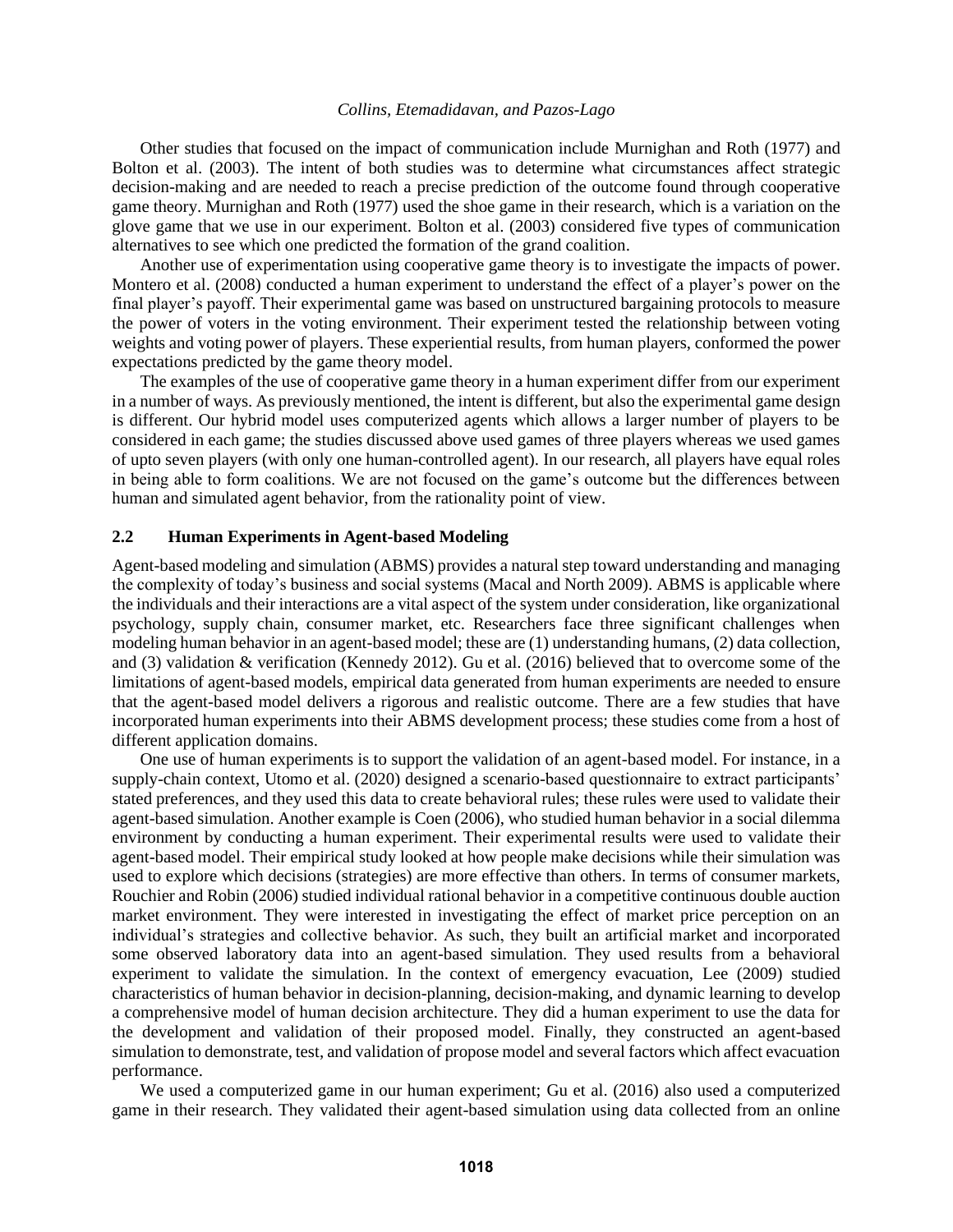Other studies that focused on the impact of communication include Murnighan and Roth (1977) and Bolton et al. (2003). The intent of both studies was to determine what circumstances affect strategic decision-making and are needed to reach a precise prediction of the outcome found through cooperative game theory. Murnighan and Roth (1977) used the shoe game in their research, which is a variation on the glove game that we use in our experiment. Bolton et al. (2003) considered five types of communication alternatives to see which one predicted the formation of the grand coalition.

Another use of experimentation using cooperative game theory is to investigate the impacts of power. Montero et al. (2008) conducted a human experiment to understand the effect of a player's power on the final player's payoff. Their experimental game was based on unstructured bargaining protocols to measure the power of voters in the voting environment. Their experiment tested the relationship between voting weights and voting power of players. These experiential results, from human players, conformed the power expectations predicted by the game theory model.

The examples of the use of cooperative game theory in a human experiment differ from our experiment in a number of ways. As previously mentioned, the intent is different, but also the experimental game design is different. Our hybrid model uses computerized agents which allows a larger number of players to be considered in each game; the studies discussed above used games of three players whereas we used games of upto seven players (with only one human-controlled agent). In our research, all players have equal roles in being able to form coalitions. We are not focused on the game's outcome but the differences between human and simulated agent behavior, from the rationality point of view.

## 2.2 Human Experiments in Agent-based Modeling

Agent-based modeling and simulation (ABMS) provides a natural step toward understanding and managing the complexity of today's business and social systems (Macal and North 2009). ABMS is applicable where the individuals and their interactions are a vital aspect of the system under consideration, like organizational psychology, supply chain, consumer market, etc. Researchers face three significant challenges when modeling human behavior in an agent-based model; these are (1) understanding humans, (2) data collection, and (3) validation & verification (Kennedy 2012). Gu et al. (2016) believed that to overcome some of the limitations of agent-based models, empirical data generated from human experiments are needed to ensure that the agent-based model delivers a rigorous and realistic outcome. There are a few studies that have incorporated human experiments into their ABMS development process; these studies come from a host of different application domains.

One use of human experiments is to support the validation of an agent-based model. For instance, in a supply-chain context, Utomo et al. (2020) designed a scenario-based questionnaire to extract participants' stated preferences, and they used this data to create behavioral rules; these rules were used to validate their agent-based simulation. Another example is Coen (2006), who studied human behavior in a social dilemma environment by conducting a human experiment. Their experimental results were used to validate their agent-based model. Their empirical study looked at how people make decisions while their simulation was used to explore which decisions (strategies) are more effective than others. In terms of consumer markets, Rouchier and Robin (2006) studied individual rational behavior in a competitive continuous double auction market environment. They were interested in investigating the effect of market price perception on an individual's strategies and collective behavior. As such, they built an artificial market and incorporated some observed laboratory data into an agent-based simulation. They used results from a behavioral experiment to validate the simulation. In the context of emergency evacuation, Lee (2009) studied characteristics of human behavior in decision-planning, decision-making, and dynamic learning to develop a comprehensive model of human decision architecture. They did a human experiment to use the data for the development and validation of their proposed model. Finally, they constructed an agent-based simulation to demonstrate, test, and validation of propose model and several factors which affect evacuation performance.

We used a computerized game in our human experiment; Gu et al. (2016) also used a computerized game in their research. They validated their agent-based simulation using data collected from an online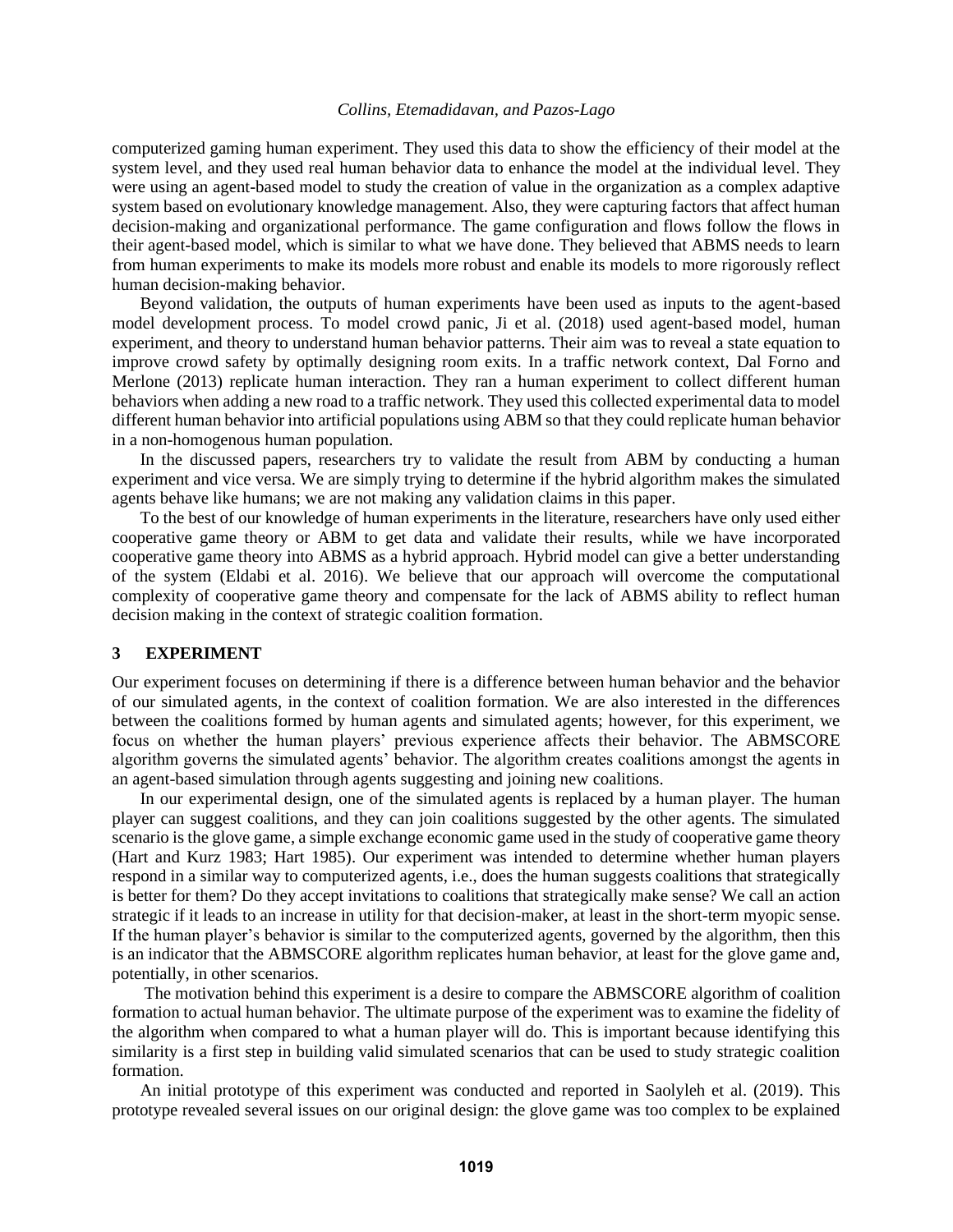computerized gaming human experiment. They used this data to show the efficiency of their model at the system level, and they used real human behavior data to enhance the model at the individual level. They were using an agent-based model to study the creation of value in the organization as a complex adaptive system based on evolutionary knowledge management. Also, they were capturing factors that affect human decision-making and organizational performance. The game configuration and flows follow the flows in their agent-based model, which is similar to what we have done. They believed that ABMS needs to learn from human experiments to make its models more robust and enable its models to more rigorously reflect human decision-making behavior.

Beyond validation, the outputs of human experiments have been used as inputs to the agent-based model development process. To model crowd panic, Ji et al. (2018) used agent-based model, human experiment, and theory to understand human behavior patterns. Their aim was to reveal a state equation to improve crowd safety by optimally designing room exits. In a traffic network context, Dal Forno and Merlone (2013) replicate human interaction. They ran a human experiment to collect different human behaviors when adding a new road to a traffic network. They used this collected experimental data to model different human behavior into artificial populations using ABM so that they could replicate human behavior in a non-homogenous human population.

In the discussed papers, researchers try to validate the result from ABM by conducting a human experiment and vice versa. We are simply trying to determine if the hybrid algorithm makes the simulated agents behave like humans; we are not making any validation claims in this paper.

To the best of our knowledge of human experiments in the literature, researchers have only used either cooperative game theory or ABM to get data and validate their results, while we have incorporated cooperative game theory into ABMS as a hybrid approach. Hybrid model can give a better understanding of the system (Eldabi et al. 2016). We believe that our approach will overcome the computational complexity of cooperative game theory and compensate for the lack of ABMS ability to reflect human decision making in the context of strategic coalition formation.

## 3 EXPERIMENT

Our experiment focuses on determining if there is a difference between human behavior and the behavior of our simulated agents, in the context of coalition formation. We are also interested in the differences between the coalitions formed by human agents and simulated agents; however, for this experiment, we focus on whether the human players' previous experience affects their behavior. The ABMSCORE algorithm governs the simulated agents' behavior. The algorithm creates coalitions amongst the agents in an agent-based simulation through agents suggesting and joining new coalitions.

In our experimental design, one of the simulated agents is replaced by a human player. The human player can suggest coalitions, and they can join coalitions suggested by the other agents. The simulated scenario is the glove game, a simple exchange economic game used in the study of cooperative game theory (Hart and Kurz 1983; Hart 1985). Our experiment was intended to determine whether human players respond in a similar way to computerized agents, i.e., does the human suggests coalitions that strategically is better for them? Do they accept invitations to coalitions that strategically make sense? We call an action strategic if it leads to an increase in utility for that decision-maker, at least in the short-term myopic sense. If the human player's behavior is similar to the computerized agents, governed by the algorithm, then this is an indicator that the ABMSCORE algorithm replicates human behavior, at least for the glove game and, potentially, in other scenarios.

The motivation behind this experiment is a desire to compare the ABMSCORE algorithm of coalition formation to actual human behavior. The ultimate purpose of the experiment was to examine the fidelity of the algorithm when compared to what a human player will do. This is important because identifying this similarity is a first step in building valid simulated scenarios that can be used to study strategic coalition formation.

An initial prototype of this experiment was conducted and reported in Saolyleh et al. (2019). This prototype revealed several issues on our original design: the glove game was too complex to be explained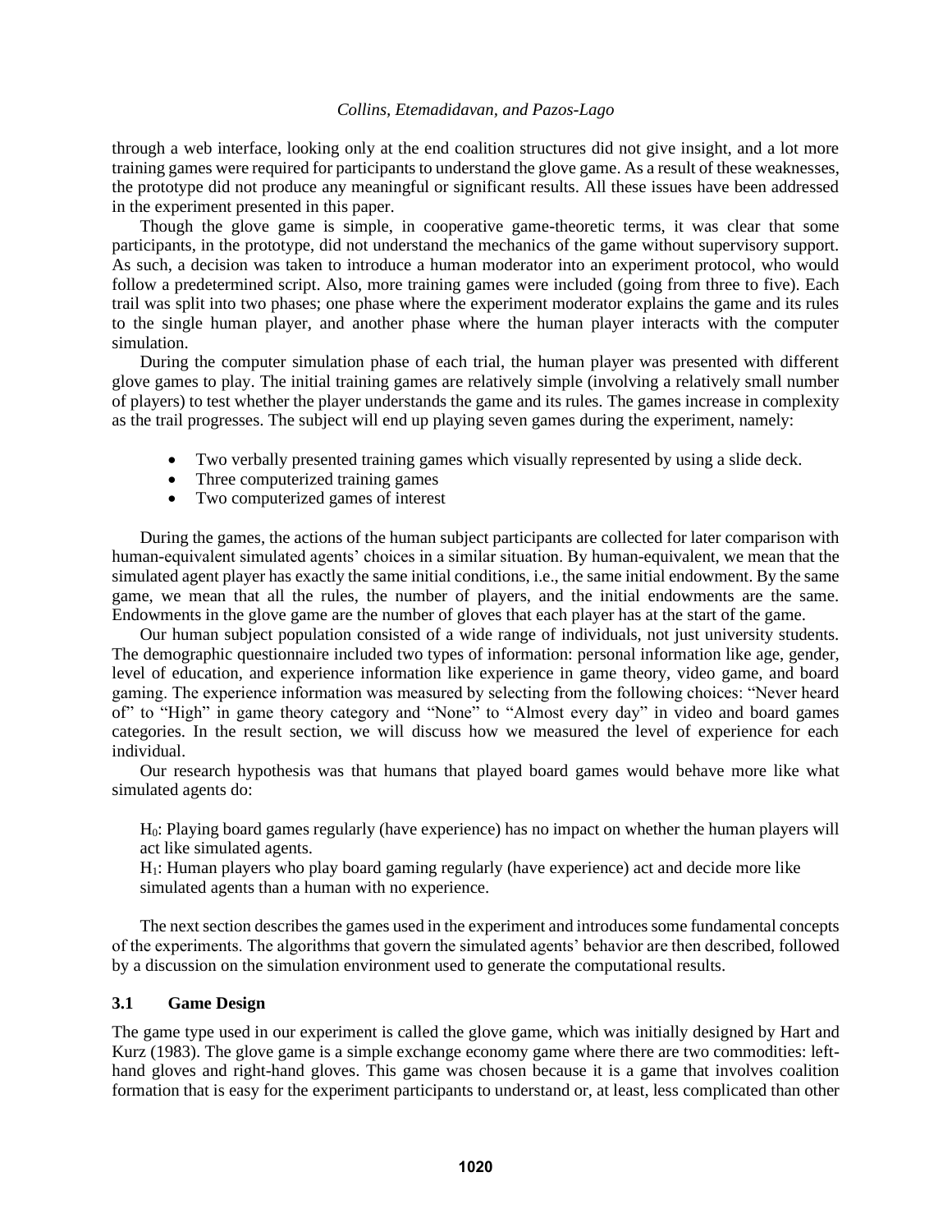through a web interface, looking only at the end coalition structures did not give insight, and a lot more training games were required for participants to understand the glove game. As a result of these weaknesses, the prototype did not produce any meaningful or significant results. All these issues have been addressed in the experiment presented in this paper.

Though the glove game is simple, in cooperative game-theoretic terms, it was clear that some participants, in the prototype, did not understand the mechanics of the game without supervisory support. As such, a decision was taken to introduce a human moderator into an experiment protocol, who would follow a predetermined script. Also, more training games were included (going from three to five). Each trail was split into two phases; one phase where the experiment moderator explains the game and its rules to the single human player, and another phase where the human player interacts with the computer simulation.

During the computer simulation phase of each trial, the human player was presented with different glove games to play. The initial training games are relatively simple (involving a relatively small number of players) to test whether the player understands the game and its rules. The games increase in complexity as the trail progresses. The subject will end up playing seven games during the experiment, namely:

- Two verbally presented training games which visually represented by using a slide deck.
- Three computerized training games
- Two computerized games of interest

During the games, the actions of the human subject participants are collected for later comparison with human-equivalent simulated agents' choices in a similar situation. By human-equivalent, we mean that the simulated agent player has exactly the same initial conditions, i.e., the same initial endowment. By the same game, we mean that all the rules, the number of players, and the initial endowments are the same. Endowments in the glove game are the number of gloves that each player has at the start of the game.

Our human subject population consisted of a wide range of individuals, not just university students. The demographic questionnaire included two types of information: personal information like age, gender, level of education, and experience information like experience in game theory, video game, and board gaming. The experience information was measured by selecting from the following choices: "Never heard of" to "High" in game theory category and "None" to "Almost every day" in video and board games categories. In the result section, we will discuss how we measured the level of experience for each individual.

Our research hypothesis was that humans that played board games would behave more like what simulated agents do:

$H_0$: Playing board games regularly (have experience) has no impact on whether the human players will act like simulated agents.
$H_1$: Human players who play board gaming regularly (have experience) act and decide more like simulated agents than a human with no experience.

The next section describes the games used in the experiment and introduces some fundamental concepts of the experiments. The algorithms that govern the simulated agents' behavior are then described, followed by a discussion on the simulation environment used to generate the computational results.

### 3.1 Game Design

The game type used in our experiment is called the glove game, which was initially designed by Hart and Kurz (1983). The glove game is a simple exchange economy game where there are two commodities: left-hand gloves and right-hand gloves. This game was chosen because it is a game that involves coalition formation that is easy for the experiment participants to understand or, at least, less complicated than other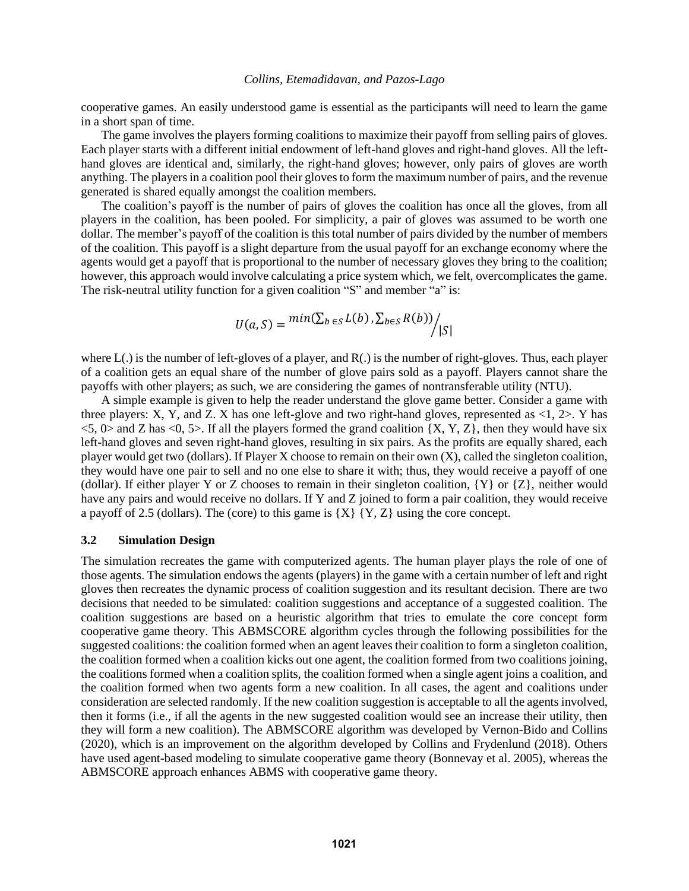cooperative games. An easily understood game is essential as the participants will need to learn the game in a short span of time.

The game involves the players forming coalitions to maximize their payoff from selling pairs of gloves. Each player starts with a different initial endowment of left-hand gloves and right-hand gloves. All the left-hand gloves are identical and, similarly, the right-hand gloves; however, only pairs of gloves are worth anything. The players in a coalition pool their gloves to form the maximum number of pairs, and the revenue generated is shared equally amongst the coalition members.

The coalition's payoff is the number of pairs of gloves the coalition has once all the gloves, from all players in the coalition, has been pooled. For simplicity, a pair of gloves was assumed to be worth one dollar. The member's payoff of the coalition is this total number of pairs divided by the number of members of the coalition. This payoff is a slight departure from the usual payoff for an exchange economy where the agents would get a payoff that is proportional to the number of necessary gloves they bring to the coalition; however, this approach would involve calculating a price system which, we felt, overcomplicates the game. The risk-neutral utility function for a given coalition "S" and member "a" is:

$$U(a,S) = \frac{min(\sum_{b\in S} L(b), \sum_{b\in S} R(b))}{|S|}$$

where L(.) is the number of left-gloves of a player, and R(.) is the number of right-gloves. Thus, each player of a coalition gets an equal share of the number of glove pairs sold as a payoff. Players cannot share the payoffs with other players; as such, we are considering the games of nontransferable utility (NTU).

A simple example is given to help the reader understand the glove game better. Consider a game with three players: X, Y, and Z. X has one left-glove and two right-hand gloves, represented as <1, 2>. Y has <5, 0> and Z has <0, 5>. If all the players formed the grand coalition {X, Y, Z}, then they would have six left-hand gloves and seven right-hand gloves, resulting in six pairs. As the profits are equally shared, each player would get two (dollars). If Player X choose to remain on their own (X), called the singleton coalition, they would have one pair to sell and no one else to share it with; thus, they would receive a payoff of one (dollar). If either player Y or Z chooses to remain in their singleton coalition, {Y} or {Z}, neither would have any pairs and would receive no dollars. If Y and Z joined to form a pair coalition, they would receive a payoff of 2.5 (dollars). The (core) to this game is {X} {Y, Z} using the core concept.

### 3.2 Simulation Design

The simulation recreates the game with computerized agents. The human player plays the role of one of those agents. The simulation endows the agents (players) in the game with a certain number of left and right gloves then recreates the dynamic process of coalition suggestion and its resultant decision. There are two decisions that needed to be simulated: coalition suggestions and acceptance of a suggested coalition. The coalition suggestions are based on a heuristic algorithm that tries to emulate the core concept form cooperative game theory. This ABMSCORE algorithm cycles through the following possibilities for the suggested coalitions: the coalition formed when an agent leaves their coalition to form a singleton coalition, the coalition formed when a coalition kicks out one agent, the coalition formed from two coalitions joining, the coalitions formed when a coalition splits, the coalition formed when a single agent joins a coalition, and the coalition formed when two agents form a new coalition. In all cases, the agent and coalitions under consideration are selected randomly. If the new coalition suggestion is acceptable to all the agents involved, then it forms (i.e., if all the agents in the new suggested coalition would see an increase their utility, then they will form a new coalition). The ABMSCORE algorithm was developed by Vernon-Bido and Collins (2020), which is an improvement on the algorithm developed by Collins and Frydenlund (2018). Others have used agent-based modeling to simulate cooperative game theory (Bonnevay et al. 2005), whereas the ABMSCORE approach enhances ABMS with cooperative game theory.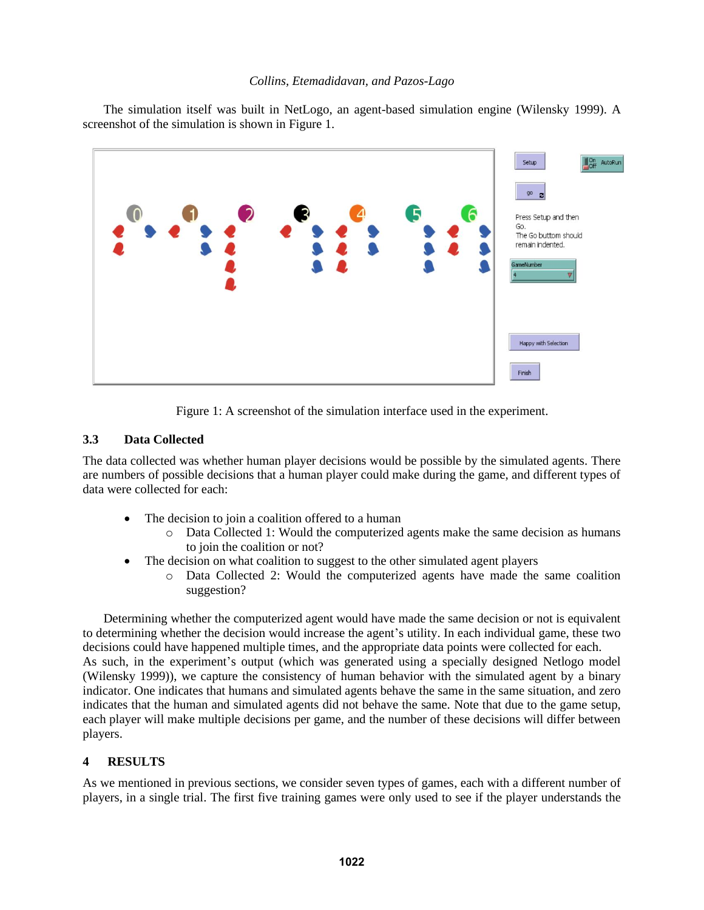The simulation itself was built in NetLogo, an agent-based simulation engine (Wilensky 1999). A screenshot of the simulation is shown in Figure 1.

Figure 1: A screenshot of the simulation interface used in the experiment.

### 3.3 Data Collected

The data collected was whether human player decisions would be possible by the simulated agents. There are numbers of possible decisions that a human player could make during the game, and different types of data were collected for each:

- The decision to join a coalition offered to a human
  - Data Collected 1: Would the computerized agents make the same decision as humans to join the coalition or not?
- The decision on what coalition to suggest to the other simulated agent players
  - Data Collected 2: Would the computerized agents have made the same coalition suggestion?

Determining whether the computerized agent would have made the same decision or not is equivalent to determining whether the decision would increase the agent's utility. In each individual game, these two decisions could have happened multiple times, and the appropriate data points were collected for each. As such, in the experiment's output (which was generated using a specially designed Netlogo model (Wilensky 1999)), we capture the consistency of human behavior with the simulated agent by a binary indicator. One indicates that humans and simulated agents behave the same in the same situation, and zero indicates that the human and simulated agents did not behave the same. Note that due to the game setup, each player will make multiple decisions per game, and the number of these decisions will differ between players.

## 4 RESULTS

As we mentioned in previous sections, we consider seven types of games, each with a different number of players, in a single trial. The first five training games were only used to see if the player understands the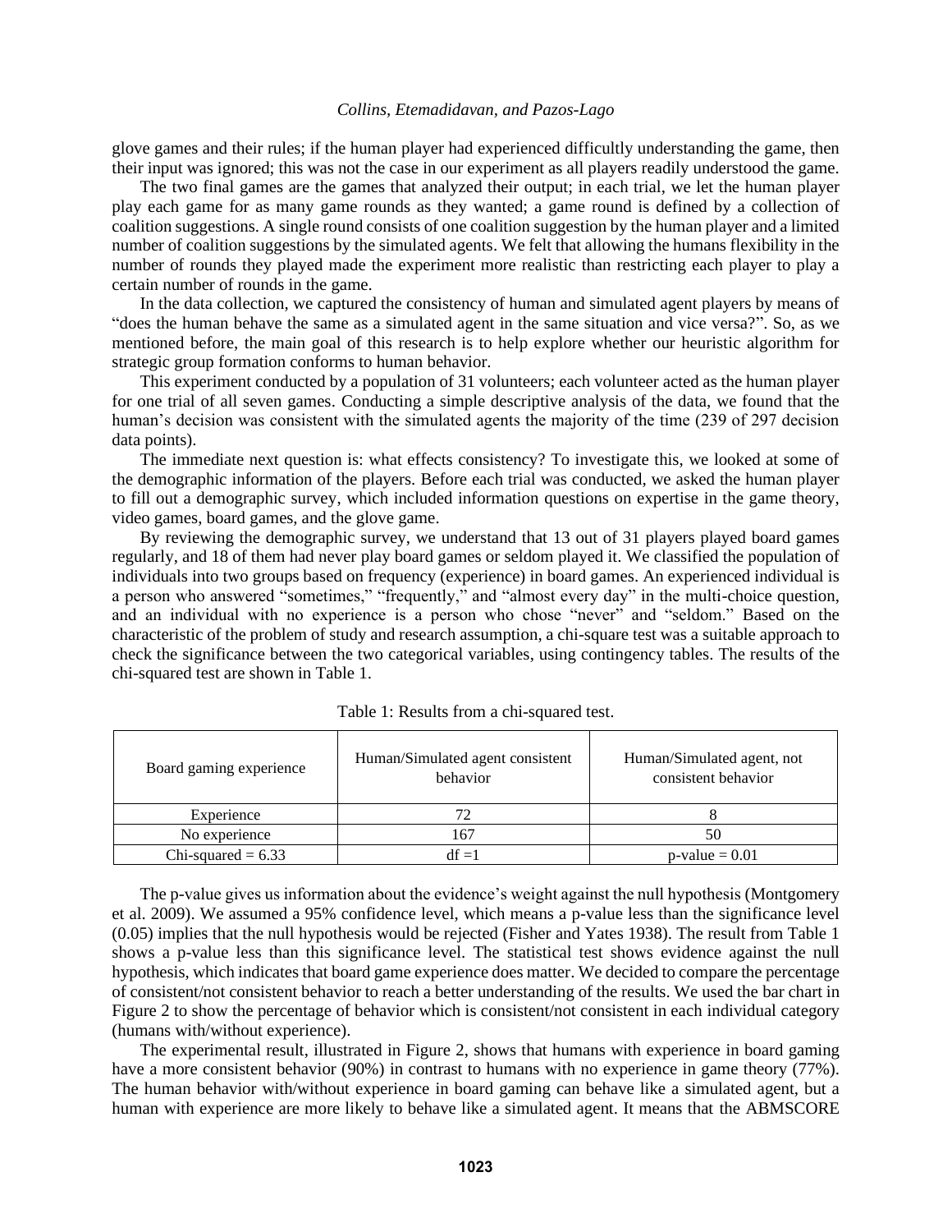glove games and their rules; if the human player had experienced difficultly understanding the game, then their input was ignored; this was not the case in our experiment as all players readily understood the game.

The two final games are the games that analyzed their output; in each trial, we let the human player play each game for as many game rounds as they wanted; a game round is defined by a collection of coalition suggestions. A single round consists of one coalition suggestion by the human player and a limited number of coalition suggestions by the simulated agents. We felt that allowing the humans flexibility in the number of rounds they played made the experiment more realistic than restricting each player to play a certain number of rounds in the game.

In the data collection, we captured the consistency of human and simulated agent players by means of "does the human behave the same as a simulated agent in the same situation and vice versa?". So, as we mentioned before, the main goal of this research is to help explore whether our heuristic algorithm for strategic group formation conforms to human behavior.

This experiment conducted by a population of 31 volunteers; each volunteer acted as the human player for one trial of all seven games. Conducting a simple descriptive analysis of the data, we found that the human's decision was consistent with the simulated agents the majority of the time (239 of 297 decision data points).

The immediate next question is: what effects consistency? To investigate this, we looked at some of the demographic information of the players. Before each trial was conducted, we asked the human player to fill out a demographic survey, which included information questions on expertise in the game theory, video games, board games, and the glove game.

By reviewing the demographic survey, we understand that 13 out of 31 players played board games regularly, and 18 of them had never play board games or seldom played it. We classified the population of individuals into two groups based on frequency (experience) in board games. An experienced individual is a person who answered "sometimes," "frequently," and "almost every day" in the multi-choice question, and an individual with no experience is a person who chose "never" and "seldom." Based on the characteristic of the problem of study and research assumption, a chi-square test was a suitable approach to check the significance between the two categorical variables, using contingency tables. The results of the chi-squared test are shown in Table 1.

Table 1: Results from a chi-squared test.

| Board gaming experience | Human/Simulated agent consistent behavior | Human/Simulated agent, not consistent behavior |
|---|---|---|
| Experience | 72 | 8 |
| No experience | 167 | 50 |
| Chi-squared = 6.33 | df =1 | p-value = 0.01 |

The p-value gives us information about the evidence's weight against the null hypothesis (Montgomery et al. 2009). We assumed a 95% confidence level, which means a p-value less than the significance level (0.05) implies that the null hypothesis would be rejected (Fisher and Yates 1938). The result from Table 1 shows a p-value less than this significance level. The statistical test shows evidence against the null hypothesis, which indicates that board game experience does matter. We decided to compare the percentage of consistent/not consistent behavior to reach a better understanding of the results. We used the bar chart in Figure 2 to show the percentage of behavior which is consistent/not consistent in each individual category (humans with/without experience).

The experimental result, illustrated in Figure 2, shows that humans with experience in board gaming have a more consistent behavior (90%) in contrast to humans with no experience in game theory (77%). The human behavior with/without experience in board gaming can behave like a simulated agent, but a human with experience are more likely to behave like a simulated agent. It means that the ABMSCORE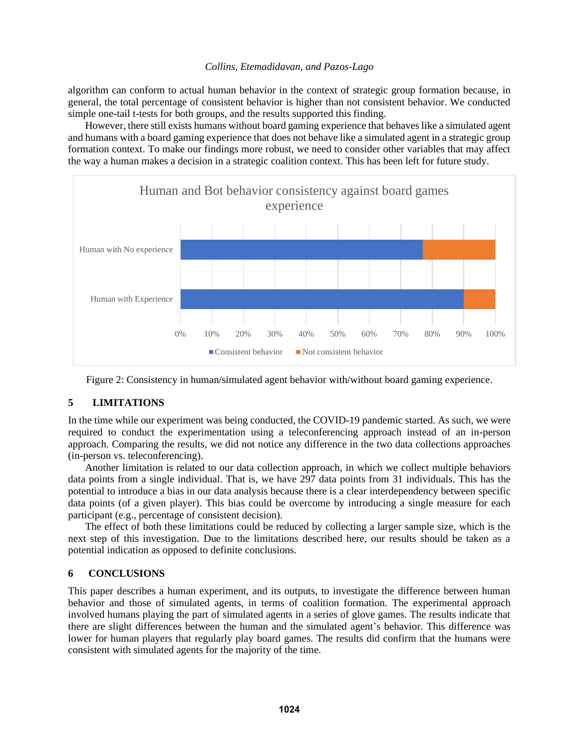algorithm can conform to actual human behavior in the context of strategic group formation because, in general, the total percentage of consistent behavior is higher than not consistent behavior. We conducted simple one-tail t-tests for both groups, and the results supported this finding.

However, there still exists humans without board gaming experience that behaves like a simulated agent and humans with a board gaming experience that does not behave like a simulated agent in a strategic group formation context. To make our findings more robust, we need to consider other variables that may affect the way a human makes a decision in a strategic coalition context. This has been left for future study.

Figure 2: Consistency in human/simulated agent behavior with/without board gaming experience.

## 5 LIMITATIONS

In the time while our experiment was being conducted, the COVID-19 pandemic started. As such, we were required to conduct the experimentation using a teleconferencing approach instead of an in-person approach. Comparing the results, we did not notice any difference in the two data collections approaches (in-person vs. teleconferencing).

Another limitation is related to our data collection approach, in which we collect multiple behaviors data points from a single individual. That is, we have 297 data points from 31 individuals. This has the potential to introduce a bias in our data analysis because there is a clear interdependency between specific data points (of a given player). This bias could be overcome by introducing a single measure for each participant (e.g., percentage of consistent decision).

The effect of both these limitations could be reduced by collecting a larger sample size, which is the next step of this investigation. Due to the limitations described here, our results should be taken as a potential indication as opposed to definite conclusions.

## 6 CONCLUSIONS

This paper describes a human experiment, and its outputs, to investigate the difference between human behavior and those of simulated agents, in terms of coalition formation. The experimental approach involved humans playing the part of simulated agents in a series of glove games. The results indicate that there are slight differences between the human and the simulated agent's behavior. This difference was lower for human players that regularly play board games. The results did confirm that the humans were consistent with simulated agents for the majority of the time.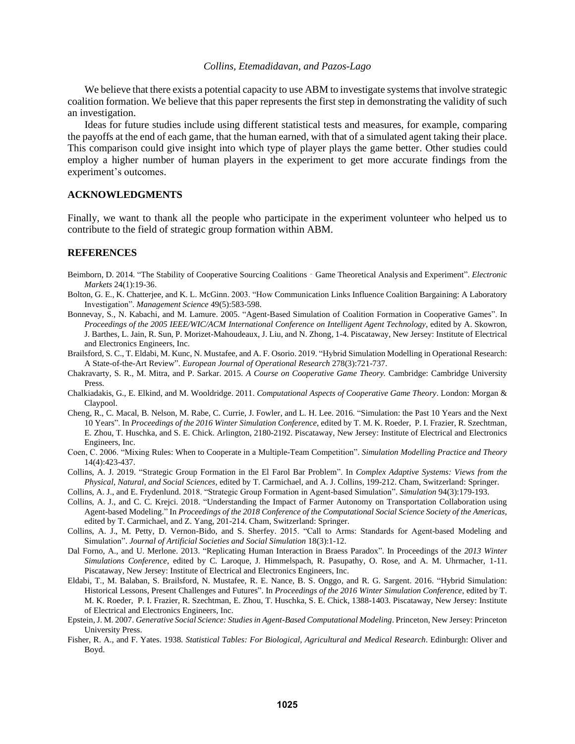We believe that there exists a potential capacity to use ABM to investigate systems that involve strategic coalition formation. We believe that this paper represents the first step in demonstrating the validity of such an investigation.

Ideas for future studies include using different statistical tests and measures, for example, comparing the payoffs at the end of each game, that the human earned, with that of a simulated agent taking their place. This comparison could give insight into which type of player plays the game better. Other studies could employ a higher number of human players in the experiment to get more accurate findings from the experiment's outcomes.

## ACKNOWLEDGMENTS

Finally, we want to thank all the people who participate in the experiment volunteer who helped us to contribute to the field of strategic group formation within ABM.

## REFERENCES

Beimborn, D. 2014. "The Stability of Cooperative Sourcing Coalitions - Game Theoretical Analysis and Experiment". *Electronic Markets* 24(1):19-36.

Bolton, G. E., K. Chatterjee, and K. L. McGinn. 2003. "How Communication Links Influence Coalition Bargaining: A Laboratory Investigation". *Management Science* 49(5):583-598.

Bonnevay, S., N. Kabachi, and M. Lamure. 2005. "Agent-Based Simulation of Coalition Formation in Cooperative Games". In *Proceedings of the 2005 IEEE/WIC/ACM International Conference on Intelligent Agent Technology*, edited by A. Skowron, J. Barthes, L. Jain, R. Sun, P. Morizet-Mahoudeaux, J. Liu, and N. Zhong, 1-4. Piscataway, New Jersey: Institute of Electrical and Electronics Engineers, Inc.

Brailsford, S. C., T. Eldabi, M. Kunc, N. Mustafee, and A. F. Osorio. 2019. "Hybrid Simulation Modelling in Operational Research: A State-of-the-Art Review". *European Journal of Operational Research* 278(3):721-737.

Chakravarty, S. R., M. Mitra, and P. Sarkar. 2015. *A Course on Cooperative Game Theory.* Cambridge: Cambridge University Press.

Chalkiadakis, G., E. Elkind, and M. Wooldridge. 2011. *Computational Aspects of Cooperative Game Theory*. London: Morgan & Claypool.

Cheng, R., C. Macal, B. Nelson, M. Rabe, C. Currie, J. Fowler, and L. H. Lee. 2016. "Simulation: the Past 10 Years and the Next 10 Years". In *Proceedings of the 2016 Winter Simulation Conference*, edited by T. M. K. Roeder, P. I. Frazier, R. Szechtman, E. Zhou, T. Huschka, and S. E. Chick. Arlington, 2180-2192. Piscataway, New Jersey: Institute of Electrical and Electronics Engineers, Inc.

Coen, C. 2006. "Mixing Rules: When to Cooperate in a Multiple-Team Competition". *Simulation Modelling Practice and Theory* 14(4):423-437.

Collins, A. J. 2019. "Strategic Group Formation in the El Farol Bar Problem". In *Complex Adaptive Systems: Views from the Physical, Natural, and Social Sciences*, edited by T. Carmichael, and A. J. Collins, 199-212. Cham, Switzerland: Springer.

Collins, A. J., and E. Frydenlund. 2018. "Strategic Group Formation in Agent-based Simulation". *Simulation* 94(3):179-193.

Collins, A. J., and C. C. Krejci. 2018. "Understanding the Impact of Farmer Autonomy on Transportation Collaboration using Agent-based Modeling." In *Proceedings of the 2018 Conference of the Computational Social Science Society of the Americas*, edited by T. Carmichael, and Z. Yang, 201-214. Cham, Switzerland: Springer.

Collins, A. J., M. Petty, D. Vernon-Bido, and S. Sherfey. 2015. "Call to Arms: Standards for Agent-based Modeling and Simulation". *Journal of Artificial Societies and Social Simulation* 18(3):1-12.

Dal Forno, A., and U. Merlone. 2013. "Replicating Human Interaction in Braess Paradox". In Proceedings of the *2013 Winter Simulations Conference*, edited by C. Laroque, J. Himmelspach, R. Pasupathy, O. Rose, and A. M. Uhrmacher, 1-11. Piscataway, New Jersey: Institute of Electrical and Electronics Engineers, Inc.

Eldabi, T., M. Balaban, S. Brailsford, N. Mustafee, R. E. Nance, B. S. Onggo, and R. G. Sargent. 2016. "Hybrid Simulation: Historical Lessons, Present Challenges and Futures". In *Proceedings of the 2016 Winter Simulation Conference*, edited by T. M. K. Roeder, P. I. Frazier, R. Szechtman, E. Zhou, T. Huschka, S. E. Chick, 1388-1403. Piscataway, New Jersey: Institute of Electrical and Electronics Engineers, Inc.

Epstein, J. M. 2007. *Generative Social Science: Studies in Agent-Based Computational Modeling*. Princeton, New Jersey: Princeton University Press.

Fisher, R. A., and F. Yates. 1938. *Statistical Tables: For Biological, Agricultural and Medical Research*. Edinburgh: Oliver and Boyd.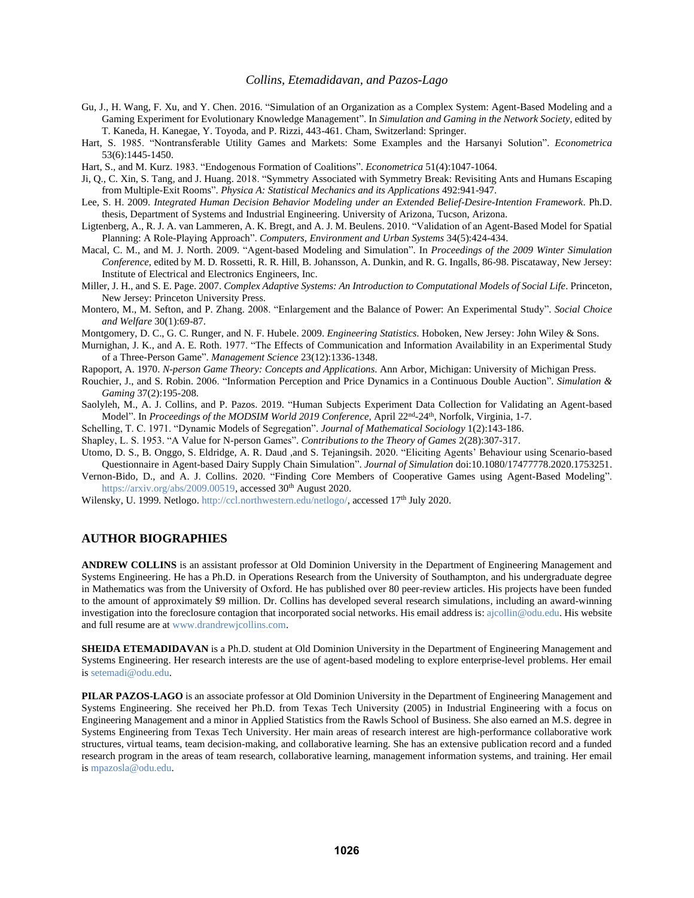Gu, J., H. Wang, F. Xu, and Y. Chen. 2016. "Simulation of an Organization as a Complex System: Agent-Based Modeling and a Gaming Experiment for Evolutionary Knowledge Management". In *Simulation and Gaming in the Network Society*, edited by T. Kaneda, H. Kanegae, Y. Toyoda, and P. Rizzi, 443-461. Cham, Switzerland: Springer.

Hart, S. 1985. "Nontransferable Utility Games and Markets: Some Examples and the Harsanyi Solution". *Econometrica* 53(6):1445-1450.

Hart, S., and M. Kurz. 1983. "Endogenous Formation of Coalitions". *Econometrica* 51(4):1047-1064.

Ji, Q., C. Xin, S. Tang, and J. Huang. 2018. "Symmetry Associated with Symmetry Break: Revisiting Ants and Humans Escaping from Multiple-Exit Rooms". *Physica A: Statistical Mechanics and its Applications* 492:941-947.

Lee, S. H. 2009. *Integrated Human Decision Behavior Modeling under an Extended Belief-Desire-Intention Framework*. Ph.D. thesis, Department of Systems and Industrial Engineering. University of Arizona, Tucson, Arizona.

Ligtenberg, A., R. J. A. van Lammeren, A. K. Bregt, and A. J. M. Beulens. 2010. "Validation of an Agent-Based Model for Spatial Planning: A Role-Playing Approach". *Computers, Environment and Urban Systems* 34(5):424-434.

Macal, C. M., and M. J. North. 2009. "Agent-based Modeling and Simulation". In *Proceedings of the 2009 Winter Simulation Conference*, edited by M. D. Rossetti, R. R. Hill, B. Johansson, A. Dunkin, and R. G. Ingalls, 86-98. Piscataway, New Jersey: Institute of Electrical and Electronics Engineers, Inc.

Miller, J. H., and S. E. Page. 2007. *Complex Adaptive Systems: An Introduction to Computational Models of Social Life*. Princeton, New Jersey: Princeton University Press.

Montero, M., M. Sefton, and P. Zhang. 2008. "Enlargement and the Balance of Power: An Experimental Study". *Social Choice and Welfare* 30(1):69-87.

Montgomery, D. C., G. C. Runger, and N. F. Hubele. 2009. *Engineering Statistics*. Hoboken, New Jersey: John Wiley & Sons.

Murnighan, J. K., and A. E. Roth. 1977. "The Effects of Communication and Information Availability in an Experimental Study of a Three-Person Game". *Management Science* 23(12):1336-1348.

Rapoport, A. 1970. *N-person Game Theory: Concepts and Applications*. Ann Arbor, Michigan: University of Michigan Press.

Rouchier, J., and S. Robin. 2006. "Information Perception and Price Dynamics in a Continuous Double Auction". *Simulation & Gaming* 37(2):195-208.

Saolyleh, M., A. J. Collins, and P. Pazos. 2019. "Human Subjects Experiment Data Collection for Validating an Agent-based Model". In *Proceedings of the MODSIM World 2019 Conference*, April 22nd-24th, Norfolk, Virginia, 1-7.

Schelling, T. C. 1971. "Dynamic Models of Segregation". *Journal of Mathematical Sociology* 1(2):143-186.

Shapley, L. S. 1953. "A Value for N-person Games". *Contributions to the Theory of Games* 2(28):307-317.

Utomo, D. S., B. Onggo, S. Eldridge, A. R. Daud ,and S. Tejaningsih. 2020. "Eliciting Agents' Behaviour using Scenario-based Questionnaire in Agent-based Dairy Supply Chain Simulation". *Journal of Simulation* doi:10.1080/17477778.2020.1753251.

Vernon-Bido, D., and A. J. Collins. 2020. "Finding Core Members of Cooperative Games using Agent-Based Modeling". https://arxiv.org/abs/2009.00519, accessed 30th August 2020.

Wilensky, U. 1999. Netlogo. http://ccl.northwestern.edu/netlogo/, accessed 17th July 2020.

## AUTHOR BIOGRAPHIES

**ANDREW COLLINS** is an assistant professor at Old Dominion University in the Department of Engineering Management and Systems Engineering. He has a Ph.D. in Operations Research from the University of Southampton, and his undergraduate degree in Mathematics was from the University of Oxford. He has published over 80 peer-review articles. His projects have been funded to the amount of approximately $9 million. Dr. Collins has developed several research simulations, including an award-winning investigation into the foreclosure contagion that incorporated social networks. His email address is: ajcollin@odu.edu. His website and full resume are at www.drandrewjcollins.com.

**SHEIDA ETEMADIDAVAN** is a Ph.D. student at Old Dominion University in the Department of Engineering Management and Systems Engineering. Her research interests are the use of agent-based modeling to explore enterprise-level problems. Her email is setemadi@odu.edu.

**PILAR PAZOS-LAGO** is an associate professor at Old Dominion University in the Department of Engineering Management and Systems Engineering. She received her Ph.D. from Texas Tech University (2005) in Industrial Engineering with a focus on Engineering Management and a minor in Applied Statistics from the Rawls School of Business. She also earned an M.S. degree in Systems Engineering from Texas Tech University. Her main areas of research interest are high-performance collaborative work structures, virtual teams, team decision-making, and collaborative learning. She has an extensive publication record and a funded research program in the areas of team research, collaborative learning, management information systems, and training. Her email is mpazosla@odu.edu.